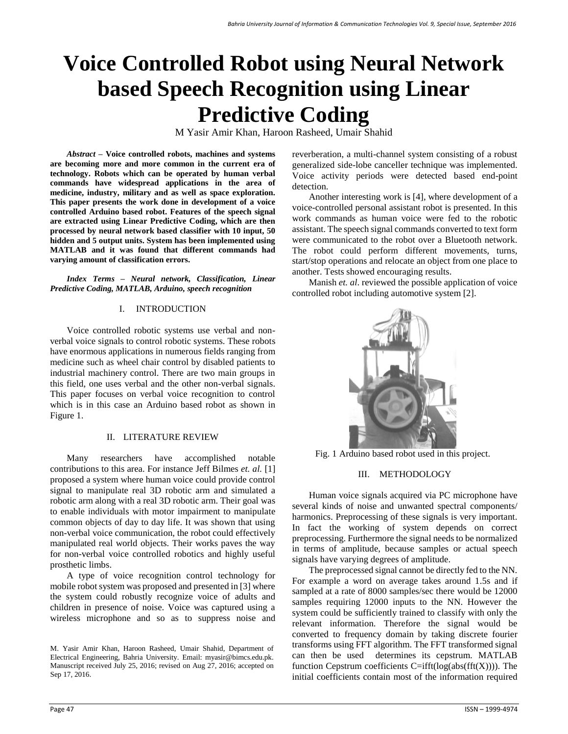# Voice Controlled Robot using Neural Network based Speech Recognition using Linear Predictive Coding

M Yasir Amir Khan, Haroon Rasheed, Umair Shahid

***Abstract*** **– Voice controlled robots, machines and systems are becoming more and more common in the current era of technology. Robots which can be operated by human verbal commands have widespread applications in the area of medicine, industry, military and as well as space exploration. This paper presents the work done in development of a voice controlled Arduino based robot. Features of the speech signal are extracted using Linear Predictive Coding, which are then processed by neural network based classifier with 10 input, 50 hidden and 5 output units. System has been implemented using MATLAB and it was found that different commands had varying amount of classification errors.**

***Index Terms – Neural network, Classification, Linear Predictive Coding, MATLAB, Arduino, speech recognition***

## I. INTRODUCTION

Voice controlled robotic systems use verbal and non-verbal voice signals to control robotic systems. These robots have enormous applications in numerous fields ranging from medicine such as wheel chair control by disabled patients to industrial machinery control. There are two main groups in this field, one uses verbal and the other non-verbal signals. This paper focuses on verbal voice recognition to control which is in this case an Arduino based robot as shown in Figure 1.

## II. LITERATURE REVIEW

Many researchers have accomplished notable contributions to this area. For instance Jeff Bilmes *et. al.* [1] proposed a system where human voice could provide control signal to manipulate real 3D robotic arm and simulated a robotic arm along with a real 3D robotic arm. Their goal was to enable individuals with motor impairment to manipulate common objects of day to day life. It was shown that using non-verbal voice communication, the robot could effectively manipulated real world objects. Their works paves the way for non-verbal voice controlled robotics and highly useful prosthetic limbs.

A type of voice recognition control technology for mobile robot system was proposed and presented in [3] where the system could robustly recognize voice of adults and children in presence of noise. Voice was captured using a wireless microphone and so as to suppress noise and reverberation, a multi-channel system consisting of a robust generalized side-lobe canceller technique was implemented. Voice activity periods were detected based end-point detection.

Another interesting work is [4], where development of a voice-controlled personal assistant robot is presented. In this work commands as human voice were fed to the robotic assistant. The speech signal commands converted to text form were communicated to the robot over a Bluetooth network. The robot could perform different movements, turns, start/stop operations and relocate an object from one place to another. Tests showed encouraging results.

Manish *et. al*. reviewed the possible application of voice controlled robot including automotive system [2].

Fig. 1 Arduino based robot used in this project.

## III. METHODOLOGY

Human voice signals acquired via PC microphone have several kinds of noise and unwanted spectral components/ harmonics. Preprocessing of these signals is very important. In fact the working of system depends on correct preprocessing. Furthermore the signal needs to be normalized in terms of amplitude, because samples or actual speech signals have varying degrees of amplitude.

The preprocessed signal cannot be directly fed to the NN. For example a word on average takes around 1.5s and if sampled at a rate of 8000 samples/sec there would be 12000 samples requiring 12000 inputs to the NN. However the system could be sufficiently trained to classify with only the relevant information. Therefore the signal would be converted to frequency domain by taking discrete fourier transforms using FFT algorithm. The FFT transformed signal can then be used determines its cepstrum. MATLAB function Cepstrum coefficients C=ifft(log(abs(fft(X)))). The initial coefficients contain most of the information required

M. Yasir Amir Khan, Haroon Rasheed, Umair Shahid, Department of Electrical Engineering, Bahria University. Email: myasir@bimcs.edu.pk. Manuscript received July 25, 2016; revised on Aug 27, 2016; accepted on Sep 17, 2016.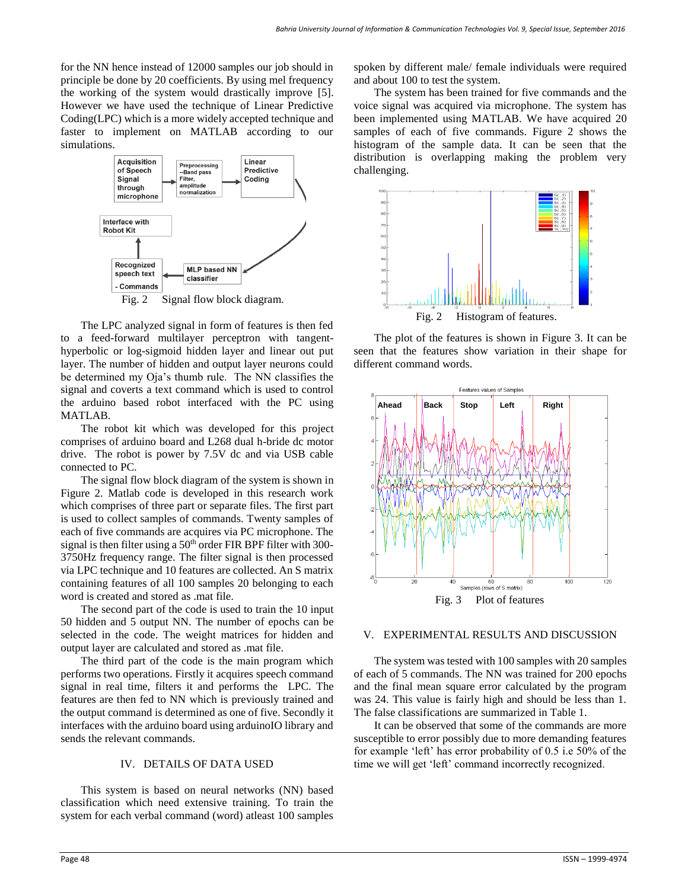for the NN hence instead of 12000 samples our job should in principle be done by 20 coefficients. By using mel frequency the working of the system would drastically improve [5]. However we have used the technique of Linear Predictive Coding(LPC) which is a more widely accepted technique and faster to implement on MATLAB according to our simulations.

Fig. 2 Signal flow block diagram.

The LPC analyzed signal in form of features is then fed to a feed-forward multilayer perceptron with tangent-hyperbolic or log-sigmoid hidden layer and linear out put layer. The number of hidden and output layer neurons could be determined my Oja's thumb rule. The NN classifies the signal and coverts a text command which is used to control the arduino based robot interfaced with the PC using MATLAB.

The robot kit which was developed for this project comprises of arduino board and L268 dual h-bride dc motor drive. The robot is power by 7.5V dc and via USB cable connected to PC.

The signal flow block diagram of the system is shown in Figure 2. Matlab code is developed in this research work which comprises of three part or separate files. The first part is used to collect samples of commands. Twenty samples of each of five commands are acquires via PC microphone. The signal is then filter using a 50[th] order FIR BPF filter with 300-3750Hz frequency range. The filter signal is then processed via LPC technique and 10 features are collected. An S matrix containing features of all 100 samples 20 belonging to each word is created and stored as .mat file.

The second part of the code is used to train the 10 input 50 hidden and 5 output NN. The number of epochs can be selected in the code. The weight matrices for hidden and output layer are calculated and stored as .mat file.

The third part of the code is the main program which performs two operations. Firstly it acquires speech command signal in real time, filters it and performs the LPC. The features are then fed to NN which is previously trained and the output command is determined as one of five. Secondly it interfaces with the arduino board using arduinoIO library and sends the relevant commands.

## IV. DETAILS OF DATA USED

This system is based on neural networks (NN) based classification which need extensive training. To train the system for each verbal command (word) atleast 100 samples spoken by different male/ female individuals were required and about 100 to test the system.

The system has been trained for five commands and the voice signal was acquired via microphone. The system has been implemented using MATLAB. We have acquired 20 samples of each of five commands. Figure 2 shows the histogram of the sample data. It can be seen that the distribution is overlapping making the problem very challenging.

Fig. 2 Histogram of features.

The plot of the features is shown in Figure 3. It can be seen that the features show variation in their shape for different command words.

Fig. 3 Plot of features

## V. EXPERIMENTAL RESULTS AND DISCUSSION

The system was tested with 100 samples with 20 samples of each of 5 commands. The NN was trained for 200 epochs and the final mean square error calculated by the program was 24. This value is fairly high and should be less than 1. The false classifications are summarized in Table 1.

It can be observed that some of the commands are more susceptible to error possibly due to more demanding features for example 'left' has error probability of 0.5 i.e 50% of the time we will get 'left' command incorrectly recognized.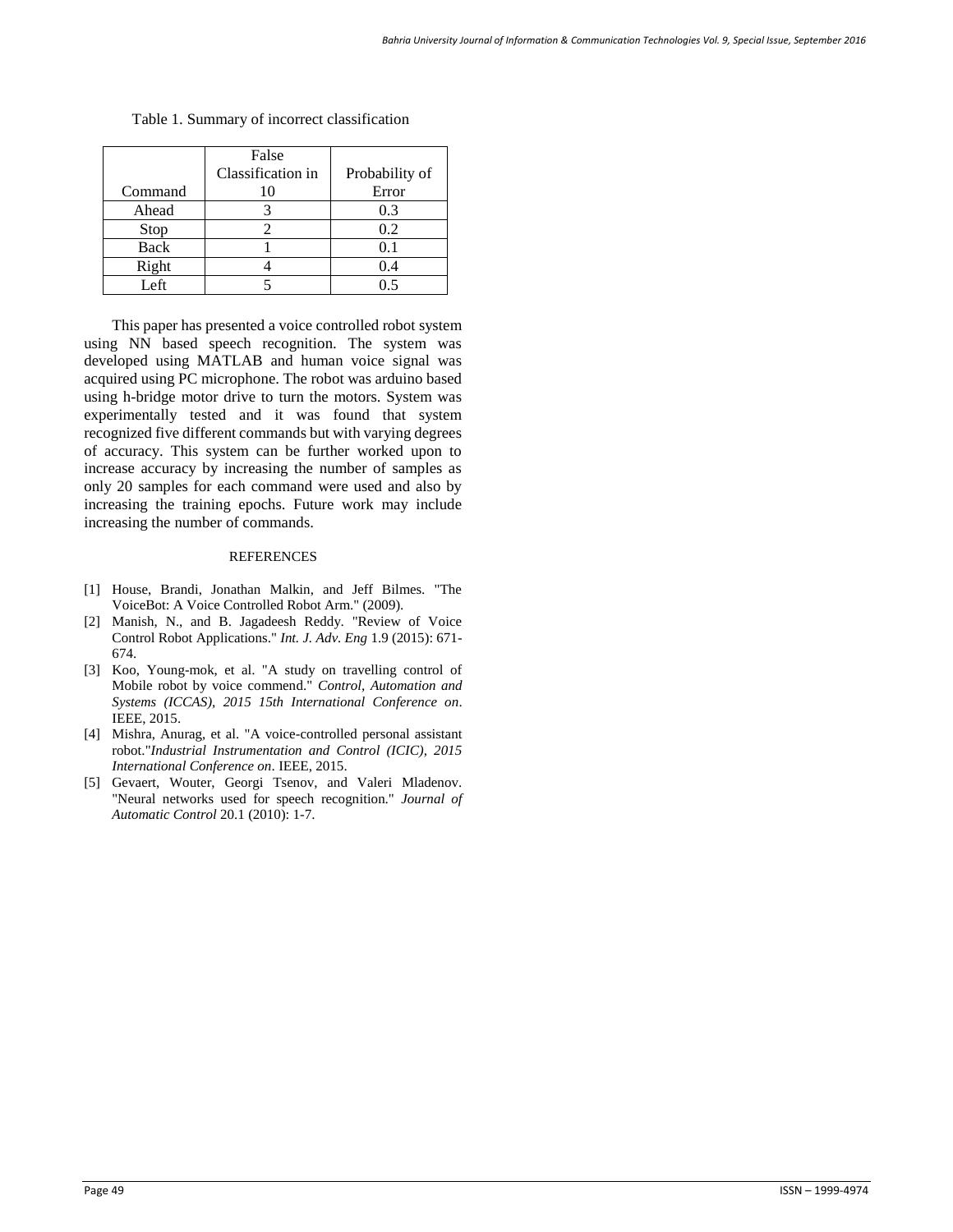Table 1. Summary of incorrect classification

| Command | False Classification in 10 | Probability of Error |
|---|---|---|
| Ahead | 3 | 0.3 |
| Stop | 2 | 0.2 |
| Back | 1 | 0.1 |
| Right | 4 | 0.4 |
| Left | 5 | 0.5 |

This paper has presented a voice controlled robot system using NN based speech recognition. The system was developed using MATLAB and human voice signal was acquired using PC microphone. The robot was arduino based using h-bridge motor drive to turn the motors. System was experimentally tested and it was found that system recognized five different commands but with varying degrees of accuracy. This system can be further worked upon to increase accuracy by increasing the number of samples as only 20 samples for each command were used and also by increasing the training epochs. Future work may include increasing the number of commands.

## REFERENCES

[1] House, Brandi, Jonathan Malkin, and Jeff Bilmes. "The VoiceBot: A Voice Controlled Robot Arm." (2009).

[2] Manish, N., and B. Jagadeesh Reddy. "Review of Voice Control Robot Applications." *Int. J. Adv. Eng* 1.9 (2015): 671-674.

[3] Koo, Young-mok, et al. "A study on travelling control of Mobile robot by voice commend." *Control, Automation and Systems (ICCAS), 2015 15th International Conference on*. IEEE, 2015.

[4] Mishra, Anurag, et al. "A voice-controlled personal assistant robot."*Industrial Instrumentation and Control (ICIC), 2015 International Conference on*. IEEE, 2015.

[5] Gevaert, Wouter, Georgi Tsenov, and Valeri Mladenov. "Neural networks used for speech recognition." *Journal of Automatic Control* 20.1 (2010): 1-7.